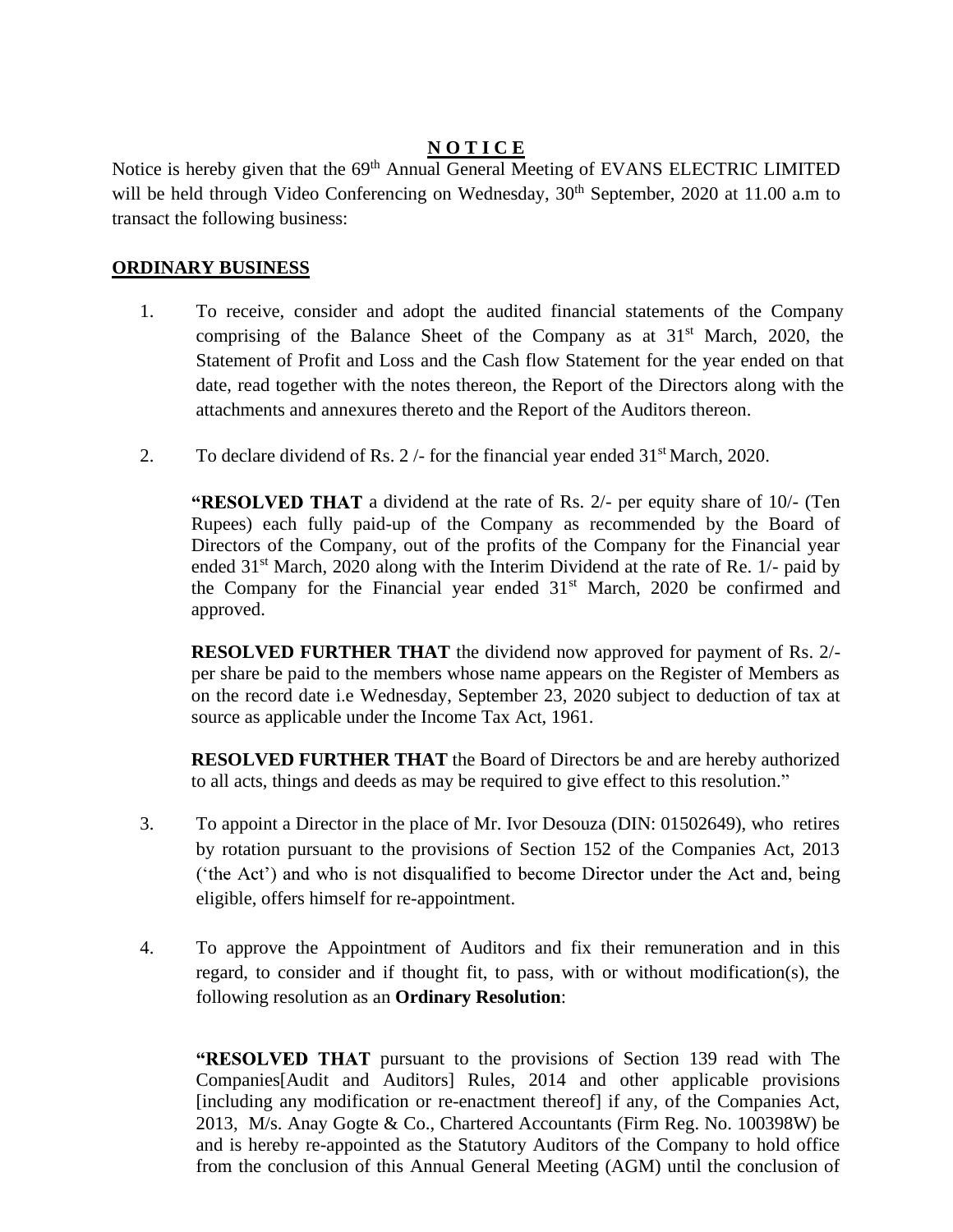# N O T I C E

Notice is hereby given that the 69th Annual General Meeting of EVANS ELECTRIC LIMITED will be held through Video Conferencing on Wednesday, 30th September, 2020 at 11.00 a.m to transact the following business:

## ORDINARY BUSINESS

1. To receive, consider and adopt the audited financial statements of the Company comprising of the Balance Sheet of the Company as at 31st March, 2020, the Statement of Profit and Loss and the Cash flow Statement for the year ended on that date, read together with the notes thereon, the Report of the Directors along with the attachments and annexures thereto and the Report of the Auditors thereon.

2. To declare dividend of Rs. 2 /- for the financial year ended 31st March, 2020.

   **"RESOLVED THAT** a dividend at the rate of Rs. 2/- per equity share of 10/- (Ten Rupees) each fully paid-up of the Company as recommended by the Board of Directors of the Company, out of the profits of the Company for the Financial year ended 31st March, 2020 along with the Interim Dividend at the rate of Re. 1/- paid by the Company for the Financial year ended 31st March, 2020 be confirmed and approved.

   **RESOLVED FURTHER THAT** the dividend now approved for payment of Rs. 2/- per share be paid to the members whose name appears on the Register of Members as on the record date i.e Wednesday, September 23, 2020 subject to deduction of tax at source as applicable under the Income Tax Act, 1961.

   **RESOLVED FURTHER THAT** the Board of Directors be and are hereby authorized to all acts, things and deeds as may be required to give effect to this resolution."

3. To appoint a Director in the place of Mr. Ivor Desouza (DIN: 01502649), who retires by rotation pursuant to the provisions of Section 152 of the Companies Act, 2013 ('the Act') and who is not disqualified to become Director under the Act and, being eligible, offers himself for re-appointment.

4. To approve the Appointment of Auditors and fix their remuneration and in this regard, to consider and if thought fit, to pass, with or without modification(s), the following resolution as an **Ordinary Resolution**:

   **"RESOLVED THAT** pursuant to the provisions of Section 139 read with The Companies[Audit and Auditors] Rules, 2014 and other applicable provisions [including any modification or re-enactment thereof] if any, of the Companies Act, 2013, M/s. Anay Gogte & Co., Chartered Accountants (Firm Reg. No. 100398W) be and is hereby re-appointed as the Statutory Auditors of the Company to hold office from the conclusion of this Annual General Meeting (AGM) until the conclusion of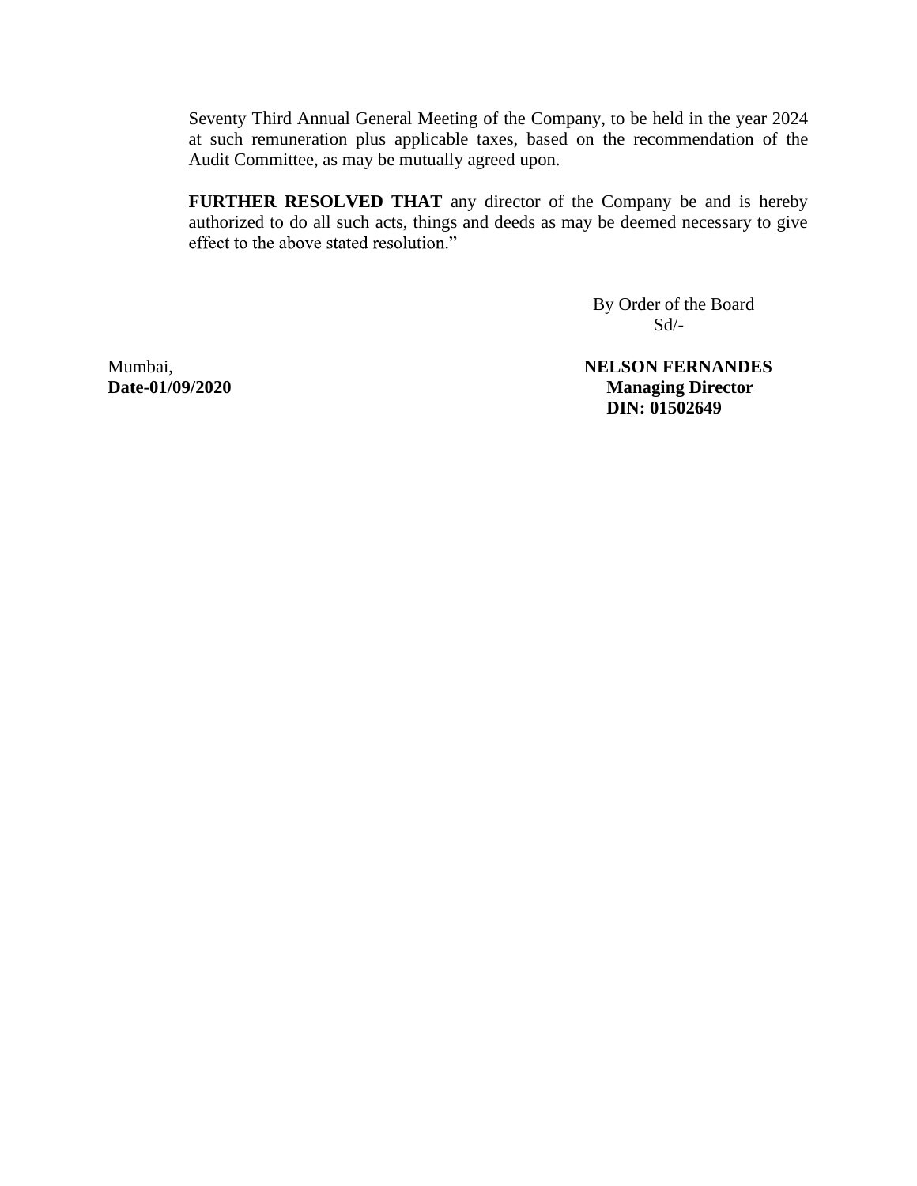Seventy Third Annual General Meeting of the Company, to be held in the year 2024 at such remuneration plus applicable taxes, based on the recommendation of the Audit Committee, as may be mutually agreed upon.

**FURTHER RESOLVED THAT** any director of the Company be and is hereby authorized to do all such acts, things and deeds as may be deemed necessary to give effect to the above stated resolution."

By Order of the Board
Sd/-

Mumbai,
**Date-01/09/2020**

**NELSON FERNANDES**
**Managing Director**
**DIN: 01502649**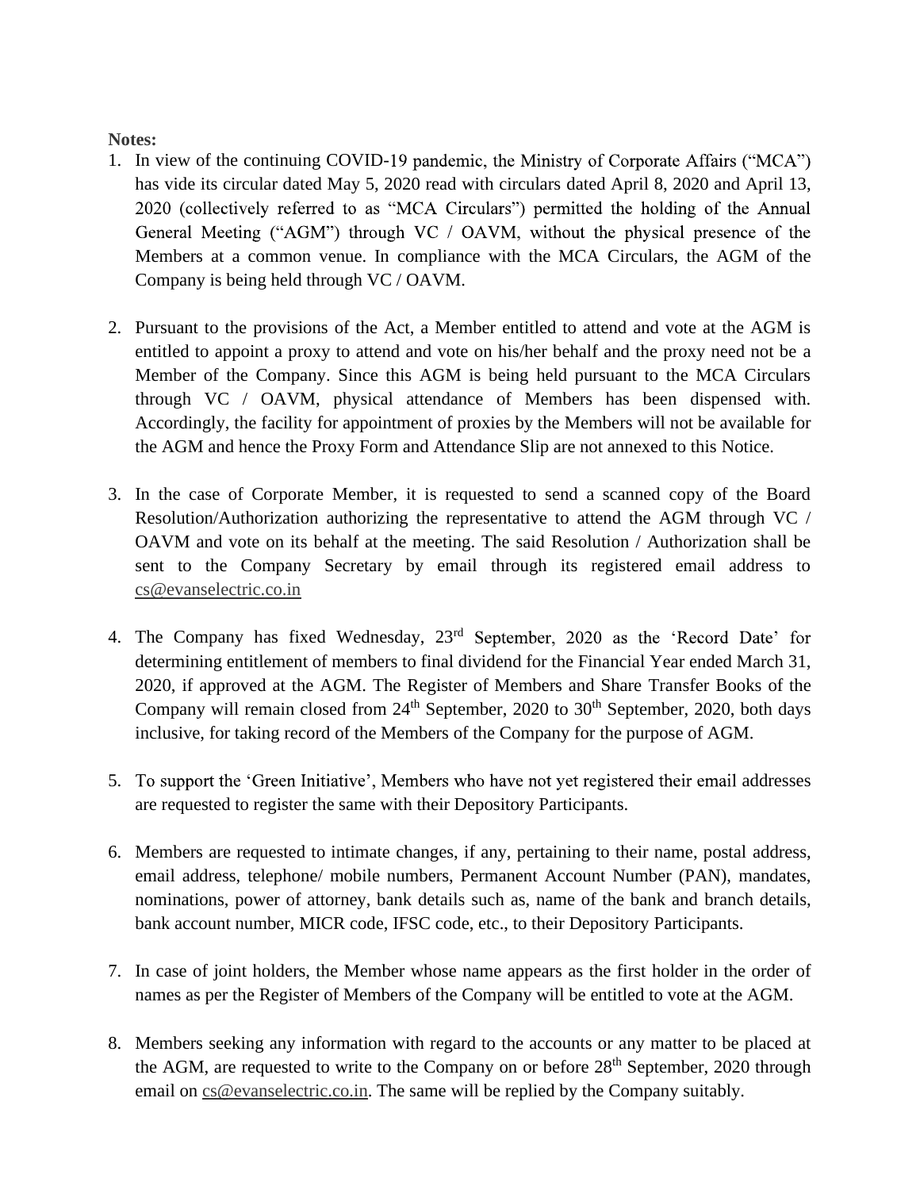**Notes:**

1. In view of the continuing COVID-19 pandemic, the Ministry of Corporate Affairs ("MCA") has vide its circular dated May 5, 2020 read with circulars dated April 8, 2020 and April 13, 2020 (collectively referred to as "MCA Circulars") permitted the holding of the Annual General Meeting ("AGM") through VC / OAVM, without the physical presence of the Members at a common venue. In compliance with the MCA Circulars, the AGM of the Company is being held through VC / OAVM.

2. Pursuant to the provisions of the Act, a Member entitled to attend and vote at the AGM is entitled to appoint a proxy to attend and vote on his/her behalf and the proxy need not be a Member of the Company. Since this AGM is being held pursuant to the MCA Circulars through VC / OAVM, physical attendance of Members has been dispensed with. Accordingly, the facility for appointment of proxies by the Members will not be available for the AGM and hence the Proxy Form and Attendance Slip are not annexed to this Notice.

3. In the case of Corporate Member, it is requested to send a scanned copy of the Board Resolution/Authorization authorizing the representative to attend the AGM through VC / OAVM and vote on its behalf at the meeting. The said Resolution / Authorization shall be sent to the Company Secretary by email through its registered email address to cs@evanselectric.co.in

4. The Company has fixed Wednesday, 23rd September, 2020 as the 'Record Date' for determining entitlement of members to final dividend for the Financial Year ended March 31, 2020, if approved at the AGM. The Register of Members and Share Transfer Books of the Company will remain closed from 24th September, 2020 to 30th September, 2020, both days inclusive, for taking record of the Members of the Company for the purpose of AGM.

5. To support the 'Green Initiative', Members who have not yet registered their email addresses are requested to register the same with their Depository Participants.

6. Members are requested to intimate changes, if any, pertaining to their name, postal address, email address, telephone/ mobile numbers, Permanent Account Number (PAN), mandates, nominations, power of attorney, bank details such as, name of the bank and branch details, bank account number, MICR code, IFSC code, etc., to their Depository Participants.

7. In case of joint holders, the Member whose name appears as the first holder in the order of names as per the Register of Members of the Company will be entitled to vote at the AGM.

8. Members seeking any information with regard to the accounts or any matter to be placed at the AGM, are requested to write to the Company on or before 28th September, 2020 through email on cs@evanselectric.co.in. The same will be replied by the Company suitably.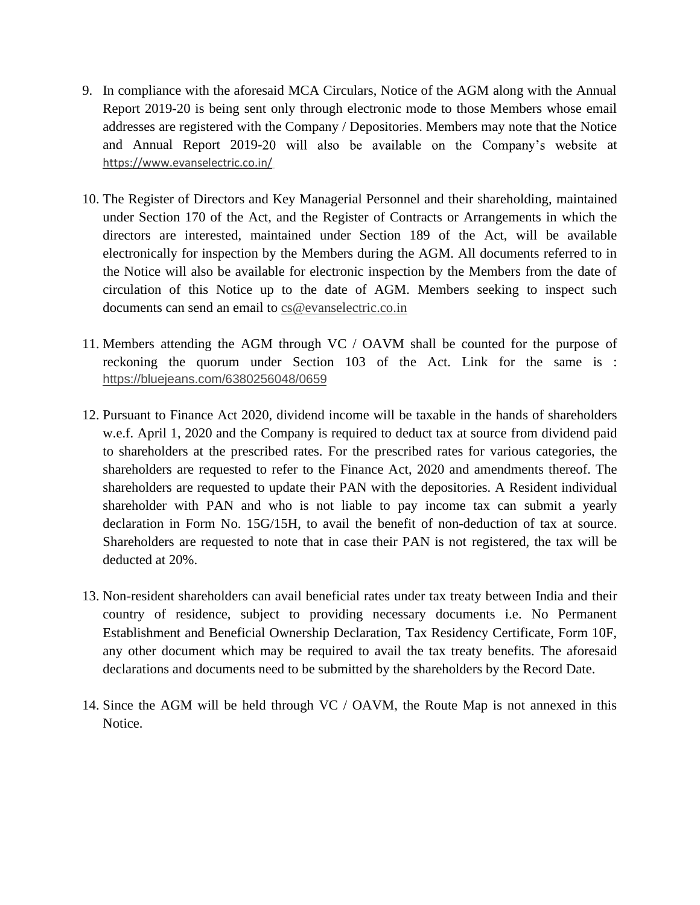9. In compliance with the aforesaid MCA Circulars, Notice of the AGM along with the Annual Report 2019-20 is being sent only through electronic mode to those Members whose email addresses are registered with the Company / Depositories. Members may note that the Notice and Annual Report 2019-20 will also be available on the Company's website at https://www.evanselectric.co.in/

10. The Register of Directors and Key Managerial Personnel and their shareholding, maintained under Section 170 of the Act, and the Register of Contracts or Arrangements in which the directors are interested, maintained under Section 189 of the Act, will be available electronically for inspection by the Members during the AGM. All documents referred to in the Notice will also be available for electronic inspection by the Members from the date of circulation of this Notice up to the date of AGM. Members seeking to inspect such documents can send an email to cs@evanselectric.co.in

11. Members attending the AGM through VC / OAVM shall be counted for the purpose of reckoning the quorum under Section 103 of the Act. Link for the same is : https://bluejeans.com/6380256048/0659

12. Pursuant to Finance Act 2020, dividend income will be taxable in the hands of shareholders w.e.f. April 1, 2020 and the Company is required to deduct tax at source from dividend paid to shareholders at the prescribed rates. For the prescribed rates for various categories, the shareholders are requested to refer to the Finance Act, 2020 and amendments thereof. The shareholders are requested to update their PAN with the depositories. A Resident individual shareholder with PAN and who is not liable to pay income tax can submit a yearly declaration in Form No. 15G/15H, to avail the benefit of non-deduction of tax at source. Shareholders are requested to note that in case their PAN is not registered, the tax will be deducted at 20%.

13. Non-resident shareholders can avail beneficial rates under tax treaty between India and their country of residence, subject to providing necessary documents i.e. No Permanent Establishment and Beneficial Ownership Declaration, Tax Residency Certificate, Form 10F, any other document which may be required to avail the tax treaty benefits. The aforesaid declarations and documents need to be submitted by the shareholders by the Record Date.

14. Since the AGM will be held through VC / OAVM, the Route Map is not annexed in this Notice.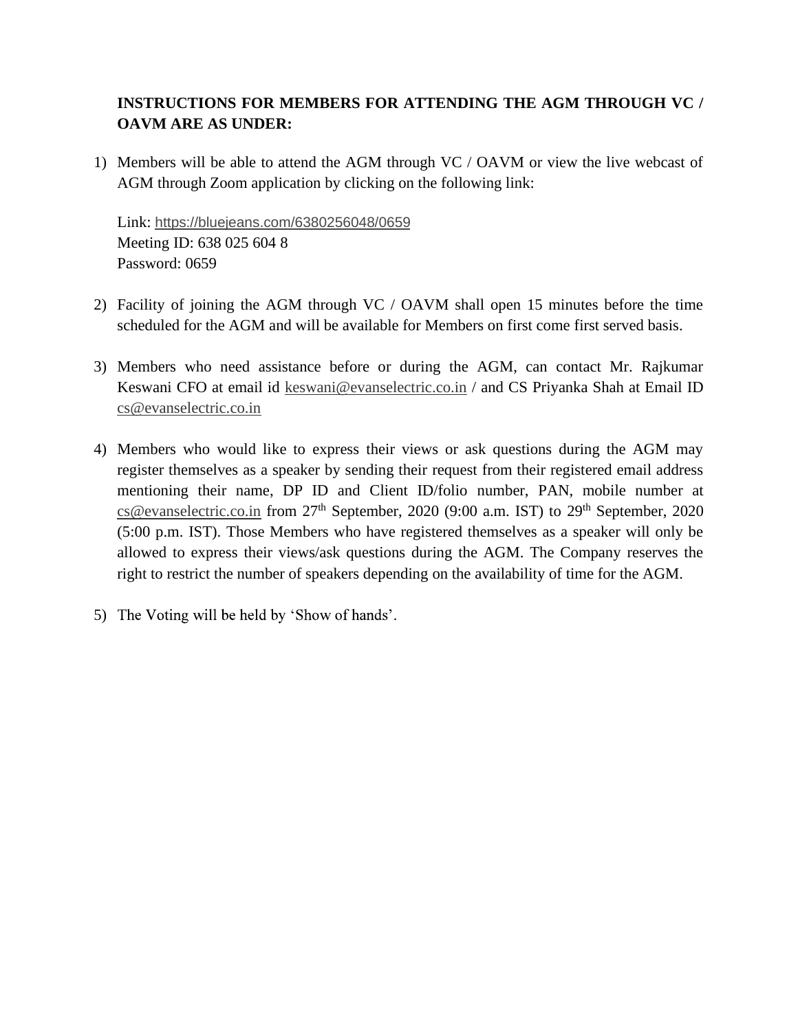**INSTRUCTIONS FOR MEMBERS FOR ATTENDING THE AGM THROUGH VC / OAVM ARE AS UNDER:**

1) Members will be able to attend the AGM through VC / OAVM or view the live webcast of AGM through Zoom application by clicking on the following link:

   Link: https://bluejeans.com/6380256048/0659
   Meeting ID: 638 025 604 8
   Password: 0659

2) Facility of joining the AGM through VC / OAVM shall open 15 minutes before the time scheduled for the AGM and will be available for Members on first come first served basis.

3) Members who need assistance before or during the AGM, can contact Mr. Rajkumar Keswani CFO at email id keswani@evanselectric.co.in / and CS Priyanka Shah at Email ID cs@evanselectric.co.in

4) Members who would like to express their views or ask questions during the AGM may register themselves as a speaker by sending their request from their registered email address mentioning their name, DP ID and Client ID/folio number, PAN, mobile number at cs@evanselectric.co.in from 27th September, 2020 (9:00 a.m. IST) to 29th September, 2020 (5:00 p.m. IST). Those Members who have registered themselves as a speaker will only be allowed to express their views/ask questions during the AGM. The Company reserves the right to restrict the number of speakers depending on the availability of time for the AGM.

5) The Voting will be held by 'Show of hands'.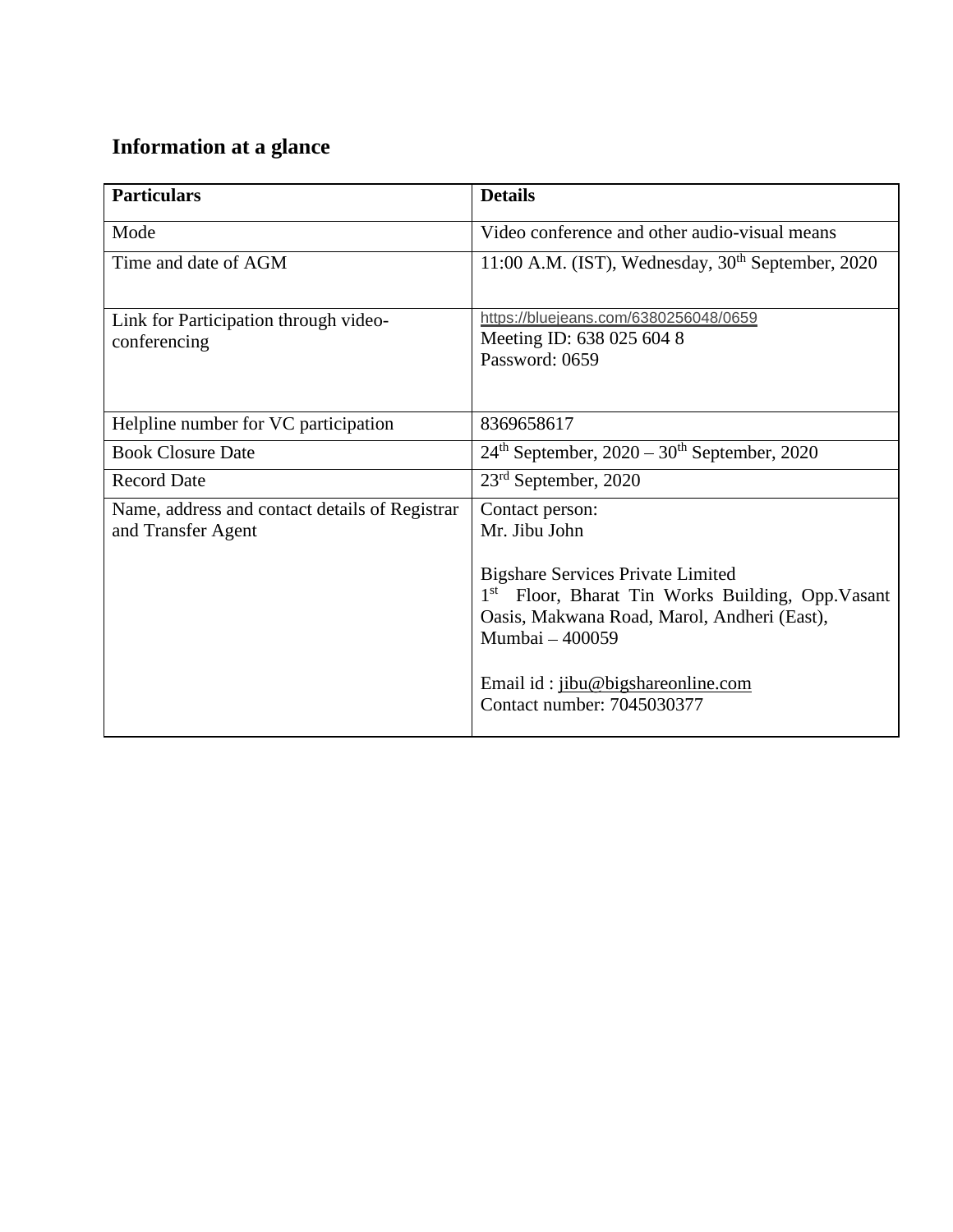## Information at a glance

| Particulars | Details |
|---|---|
| Mode | Video conference and other audio-visual means |
| Time and date of AGM | 11:00 A.M. (IST), Wednesday, 30th September, 2020 |
| Link for Participation through video-conferencing | https://bluejeans.com/6380256048/0659<br>Meeting ID: 638 025 604 8<br>Password: 0659 |
| Helpline number for VC participation | 8369658617 |
| Book Closure Date | 24th September, 2020 – 30th September, 2020 |
| Record Date | 23rd September, 2020 |
| Name, address and contact details of Registrar and Transfer Agent | Contact person:<br>Mr. Jibu John<br><br>Bigshare Services Private Limited<br>1st Floor, Bharat Tin Works Building, Opp.Vasant Oasis, Makwana Road, Marol, Andheri (East), Mumbai – 400059<br><br>Email id : jibu@bigshareonline.com<br>Contact number: 7045030377 |